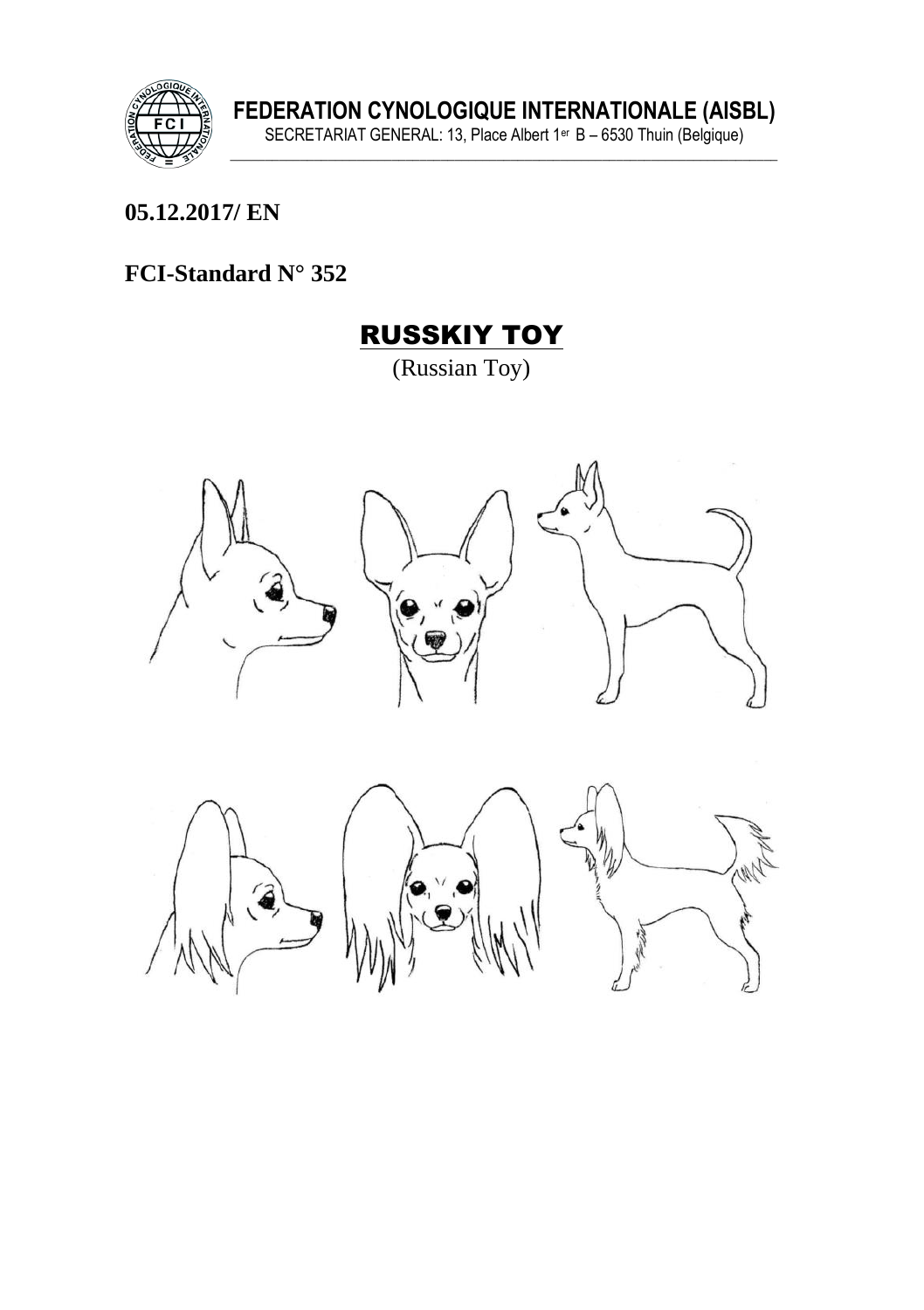**FEDERATION CYNOLOGIQUE INTERNATIONALE (AISBL)**
SECRETARIAT GENERAL: 13, Place Albert 1er B – 6530 Thuin (Belgique)

**05.12.2017/ EN**

**FCI-Standard N° 352**

# RUSSKIY TOY

(Russian Toy)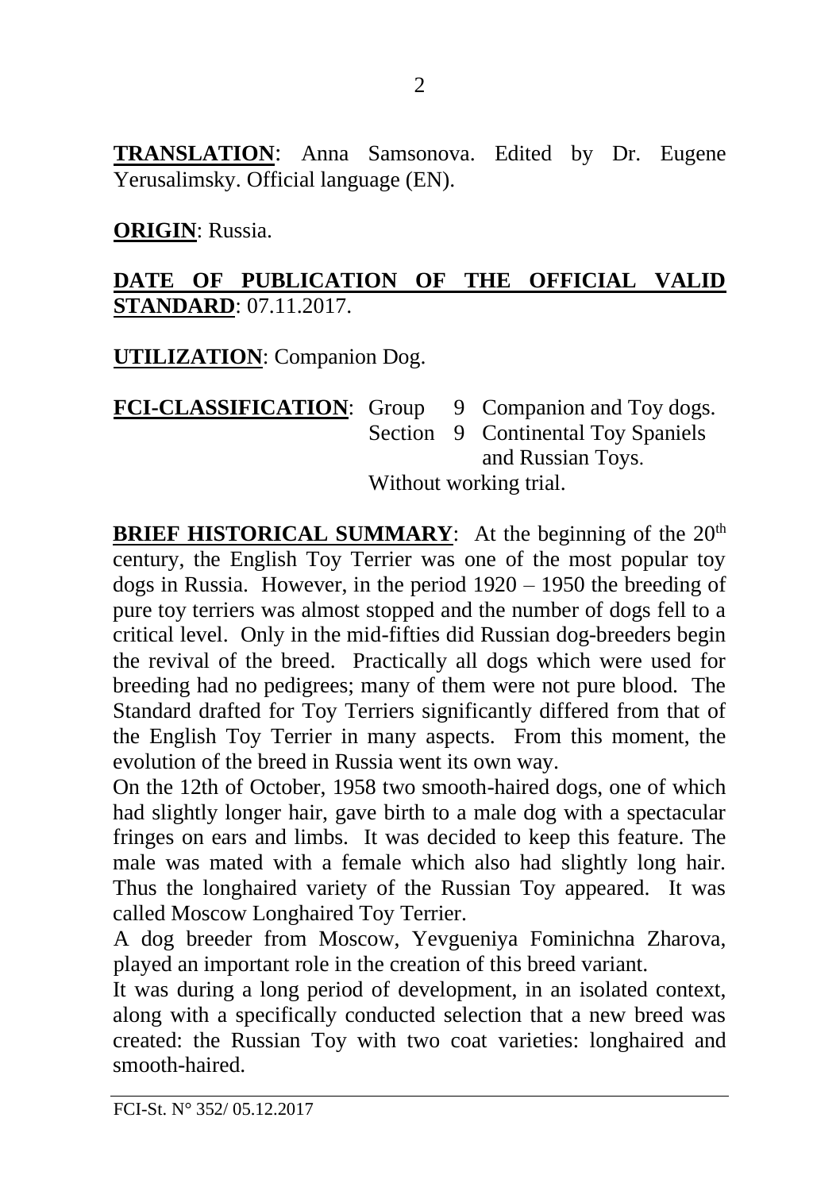**TRANSLATION**: Anna Samsonova. Edited by Dr. Eugene Yerusalimsky. Official language (EN).

**ORIGIN**: Russia.

**DATE OF PUBLICATION OF THE OFFICIAL VALID STANDARD**: 07.11.2017.

**UTILIZATION**: Companion Dog.

**FCI-CLASSIFICATION**: Group 9 Companion and Toy dogs.
Section 9 Continental Toy Spaniels and Russian Toys.
Without working trial.

**BRIEF HISTORICAL SUMMARY**: At the beginning of the 20th century, the English Toy Terrier was one of the most popular toy dogs in Russia. However, in the period 1920 – 1950 the breeding of pure toy terriers was almost stopped and the number of dogs fell to a critical level. Only in the mid-fifties did Russian dog-breeders begin the revival of the breed. Practically all dogs which were used for breeding had no pedigrees; many of them were not pure blood. The Standard drafted for Toy Terriers significantly differed from that of the English Toy Terrier in many aspects. From this moment, the evolution of the breed in Russia went its own way.

On the 12th of October, 1958 two smooth-haired dogs, one of which had slightly longer hair, gave birth to a male dog with a spectacular fringes on ears and limbs. It was decided to keep this feature. The male was mated with a female which also had slightly long hair. Thus the longhaired variety of the Russian Toy appeared. It was called Moscow Longhaired Toy Terrier.

A dog breeder from Moscow, Yevgueniya Fominichna Zharova, played an important role in the creation of this breed variant.

It was during a long period of development, in an isolated context, along with a specifically conducted selection that a new breed was created: the Russian Toy with two coat varieties: longhaired and smooth-haired.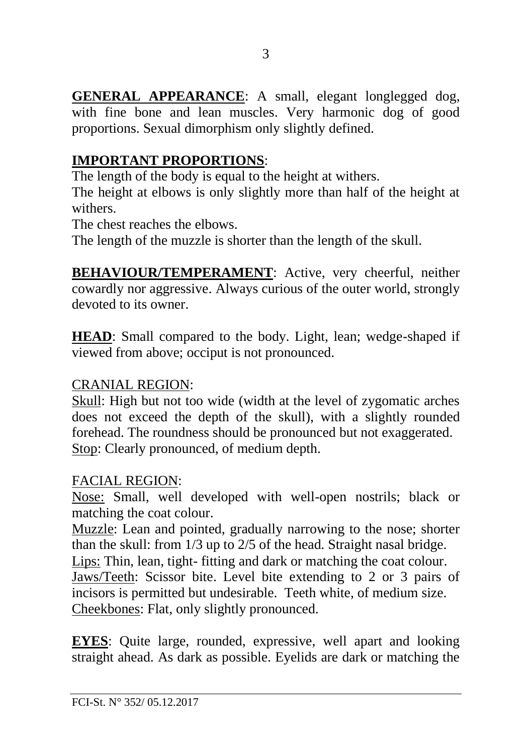**GENERAL APPEARANCE**: A small, elegant longlegged dog, with fine bone and lean muscles. Very harmonic dog of good proportions. Sexual dimorphism only slightly defined.

**IMPORTANT PROPORTIONS**:
The length of the body is equal to the height at withers.
The height at elbows is only slightly more than half of the height at withers.
The chest reaches the elbows.
The length of the muzzle is shorter than the length of the skull.

**BEHAVIOUR/TEMPERAMENT**: Active, very cheerful, neither cowardly nor aggressive. Always curious of the outer world, strongly devoted to its owner.

**HEAD**: Small compared to the body. Light, lean; wedge-shaped if viewed from above; occiput is not pronounced.

CRANIAL REGION:
Skull: High but not too wide (width at the level of zygomatic arches does not exceed the depth of the skull), with a slightly rounded forehead. The roundness should be pronounced but not exaggerated.
Stop: Clearly pronounced, of medium depth.

FACIAL REGION:
Nose: Small, well developed with well-open nostrils; black or matching the coat colour.
Muzzle: Lean and pointed, gradually narrowing to the nose; shorter than the skull: from 1/3 up to 2/5 of the head. Straight nasal bridge.
Lips: Thin, lean, tight- fitting and dark or matching the coat colour.
Jaws/Teeth: Scissor bite. Level bite extending to 2 or 3 pairs of incisors is permitted but undesirable. Teeth white, of medium size.
Cheekbones: Flat, only slightly pronounced.

**EYES**: Quite large, rounded, expressive, well apart and looking straight ahead. As dark as possible. Eyelids are dark or matching the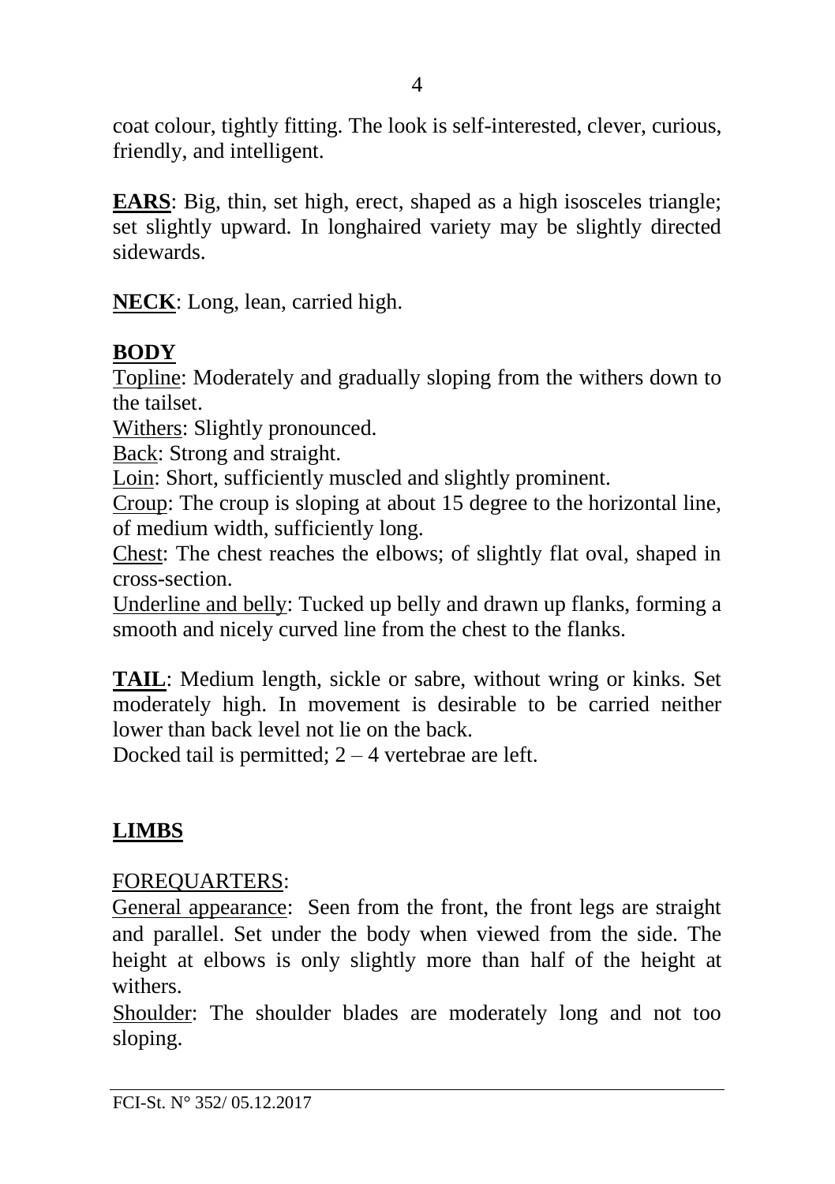coat colour, tightly fitting. The look is self-interested, clever, curious, friendly, and intelligent.

**EARS**: Big, thin, set high, erect, shaped as a high isosceles triangle; set slightly upward. In longhaired variety may be slightly directed sidewards.

**NECK**: Long, lean, carried high.

**BODY**

Topline: Moderately and gradually sloping from the withers down to the tailset.

Withers: Slightly pronounced.

Back: Strong and straight.

Loin: Short, sufficiently muscled and slightly prominent.

Croup: The croup is sloping at about 15 degree to the horizontal line, of medium width, sufficiently long.

Chest: The chest reaches the elbows; of slightly flat oval, shaped in cross-section.

Underline and belly: Tucked up belly and drawn up flanks, forming a smooth and nicely curved line from the chest to the flanks.

**TAIL**: Medium length, sickle or sabre, without wring or kinks. Set moderately high. In movement is desirable to be carried neither lower than back level not lie on the back.

Docked tail is permitted; 2 – 4 vertebrae are left.

## LIMBS

FOREQUARTERS:

General appearance: Seen from the front, the front legs are straight and parallel. Set under the body when viewed from the side. The height at elbows is only slightly more than half of the height at withers.

Shoulder: The shoulder blades are moderately long and not too sloping.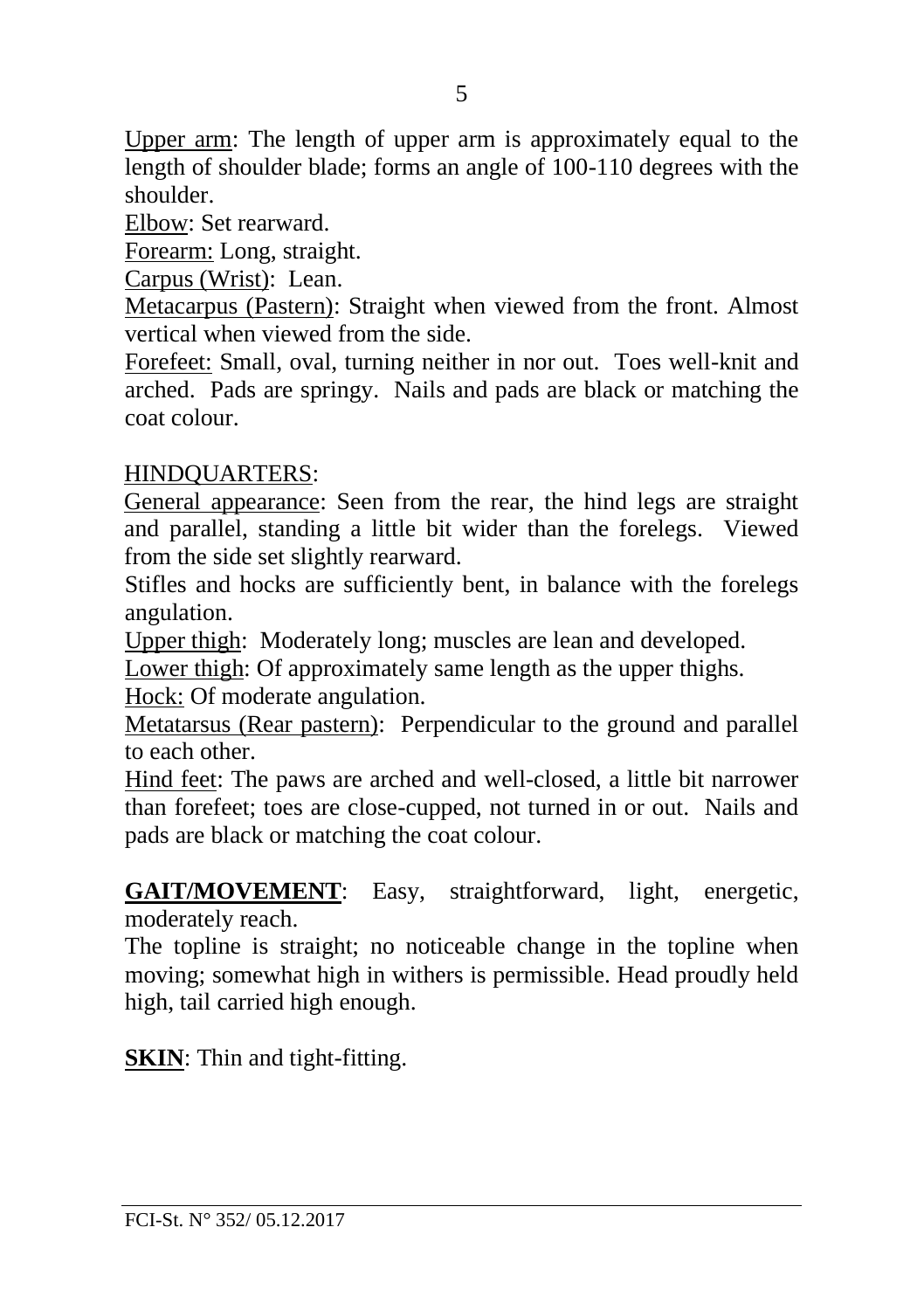Upper arm: The length of upper arm is approximately equal to the length of shoulder blade; forms an angle of 100-110 degrees with the shoulder.

Elbow: Set rearward.

Forearm: Long, straight.

Carpus (Wrist): Lean.

Metacarpus (Pastern): Straight when viewed from the front. Almost vertical when viewed from the side.

Forefeet: Small, oval, turning neither in nor out. Toes well-knit and arched. Pads are springy. Nails and pads are black or matching the coat colour.

HINDQUARTERS:

General appearance: Seen from the rear, the hind legs are straight and parallel, standing a little bit wider than the forelegs. Viewed from the side set slightly rearward.

Stifles and hocks are sufficiently bent, in balance with the forelegs angulation.

Upper thigh: Moderately long; muscles are lean and developed.

Lower thigh: Of approximately same length as the upper thighs.

Hock: Of moderate angulation.

Metatarsus (Rear pastern): Perpendicular to the ground and parallel to each other.

Hind feet: The paws are arched and well-closed, a little bit narrower than forefeet; toes are close-cupped, not turned in or out. Nails and pads are black or matching the coat colour.

**GAIT/MOVEMENT**: Easy, straightforward, light, energetic, moderately reach.

The topline is straight; no noticeable change in the topline when moving; somewhat high in withers is permissible. Head proudly held high, tail carried high enough.

**SKIN**: Thin and tight-fitting.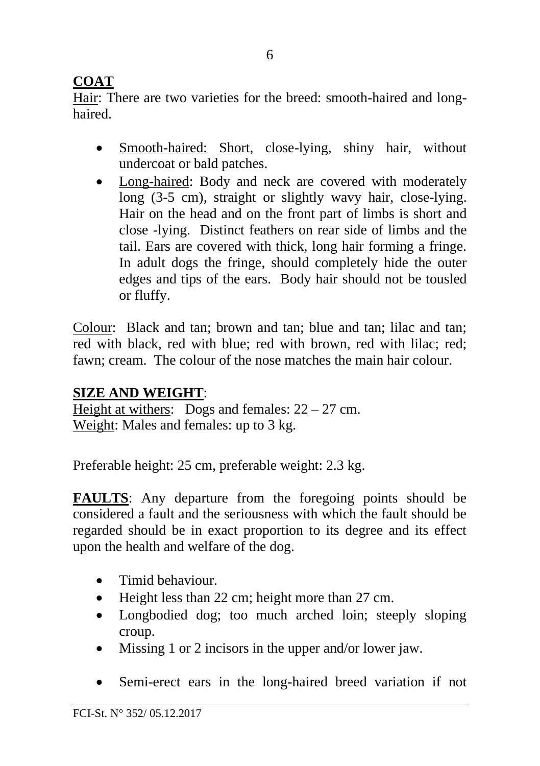**COAT**

Hair: There are two varieties for the breed: smooth-haired and long-haired.

- Smooth-haired: Short, close-lying, shiny hair, without undercoat or bald patches.
- Long-haired: Body and neck are covered with moderately long (3-5 cm), straight or slightly wavy hair, close-lying. Hair on the head and on the front part of limbs is short and close -lying. Distinct feathers on rear side of limbs and the tail. Ears are covered with thick, long hair forming a fringe. In adult dogs the fringe, should completely hide the outer edges and tips of the ears. Body hair should not be tousled or fluffy.

Colour: Black and tan; brown and tan; blue and tan; lilac and tan; red with black, red with blue; red with brown, red with lilac; red; fawn; cream. The colour of the nose matches the main hair colour.

**SIZE AND WEIGHT**:

Height at withers: Dogs and females: 22 – 27 cm.
Weight: Males and females: up to 3 kg.

Preferable height: 25 cm, preferable weight: 2.3 kg.

**FAULTS**: Any departure from the foregoing points should be considered a fault and the seriousness with which the fault should be regarded should be in exact proportion to its degree and its effect upon the health and welfare of the dog.

- Timid behaviour.
- Height less than 22 cm; height more than 27 cm.
- Longbodied dog; too much arched loin; steeply sloping croup.
- Missing 1 or 2 incisors in the upper and/or lower jaw.
- Semi-erect ears in the long-haired breed variation if not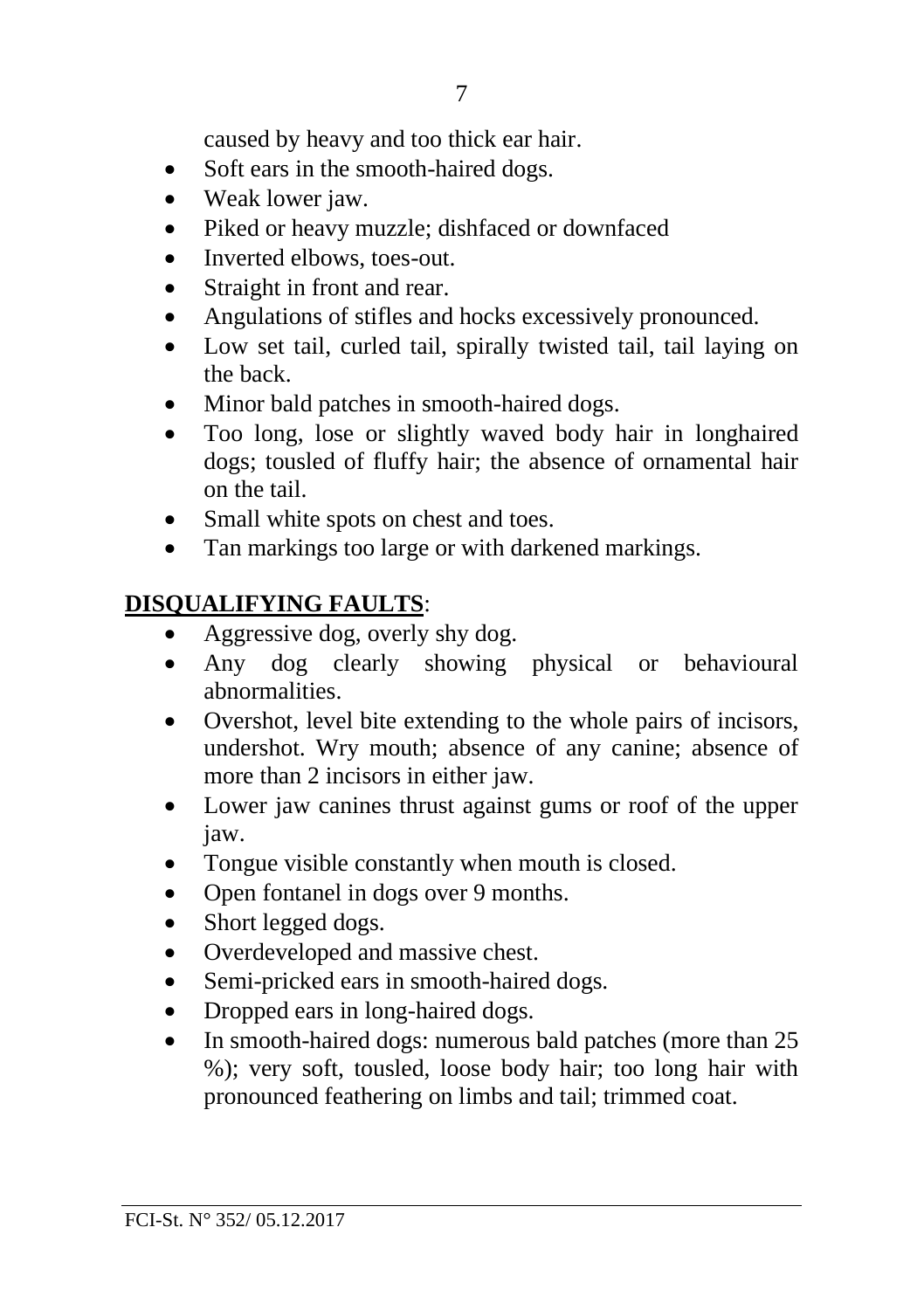caused by heavy and too thick ear hair.

- Soft ears in the smooth-haired dogs.
- Weak lower jaw.
- Piked or heavy muzzle; dishfaced or downfaced
- Inverted elbows, toes-out.
- Straight in front and rear.
- Angulations of stifles and hocks excessively pronounced.
- Low set tail, curled tail, spirally twisted tail, tail laying on the back.
- Minor bald patches in smooth-haired dogs.
- Too long, lose or slightly waved body hair in longhaired dogs; tousled of fluffy hair; the absence of ornamental hair on the tail.
- Small white spots on chest and toes.
- Tan markings too large or with darkened markings.

**DISQUALIFYING FAULTS**:

- Aggressive dog, overly shy dog.
- Any dog clearly showing physical or behavioural abnormalities.
- Overshot, level bite extending to the whole pairs of incisors, undershot. Wry mouth; absence of any canine; absence of more than 2 incisors in either jaw.
- Lower jaw canines thrust against gums or roof of the upper jaw.
- Tongue visible constantly when mouth is closed.
- Open fontanel in dogs over 9 months.
- Short legged dogs.
- Overdeveloped and massive chest.
- Semi-pricked ears in smooth-haired dogs.
- Dropped ears in long-haired dogs.
- In smooth-haired dogs: numerous bald patches (more than 25 %); very soft, tousled, loose body hair; too long hair with pronounced feathering on limbs and tail; trimmed coat.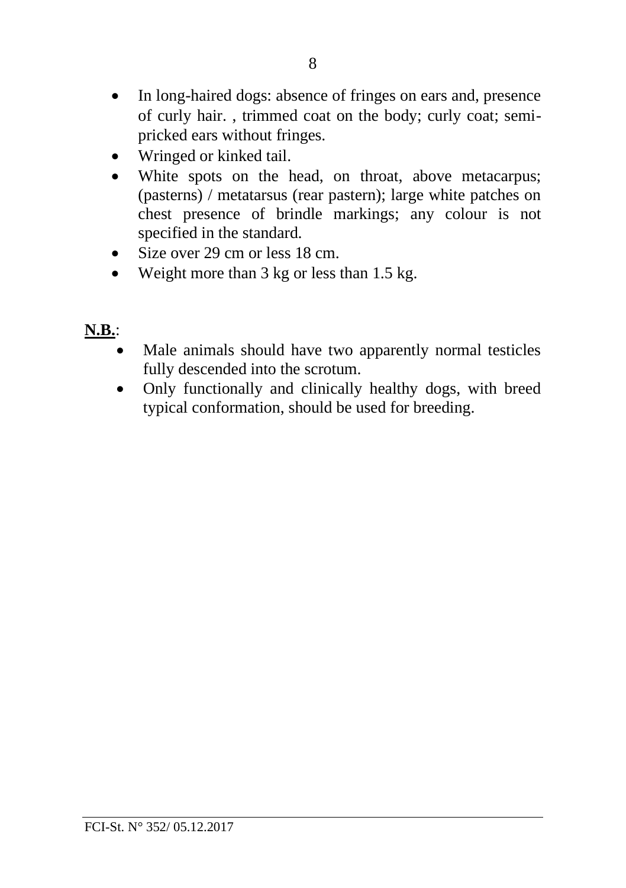- In long-haired dogs: absence of fringes on ears and, presence of curly hair. , trimmed coat on the body; curly coat; semi-pricked ears without fringes.
- Wringed or kinked tail.
- White spots on the head, on throat, above metacarpus; (pasterns) / metatarsus (rear pastern); large white patches on chest presence of brindle markings; any colour is not specified in the standard.
- Size over 29 cm or less 18 cm.
- Weight more than 3 kg or less than 1.5 kg.

**N.B.**:

- Male animals should have two apparently normal testicles fully descended into the scrotum.
- Only functionally and clinically healthy dogs, with breed typical conformation, should be used for breeding.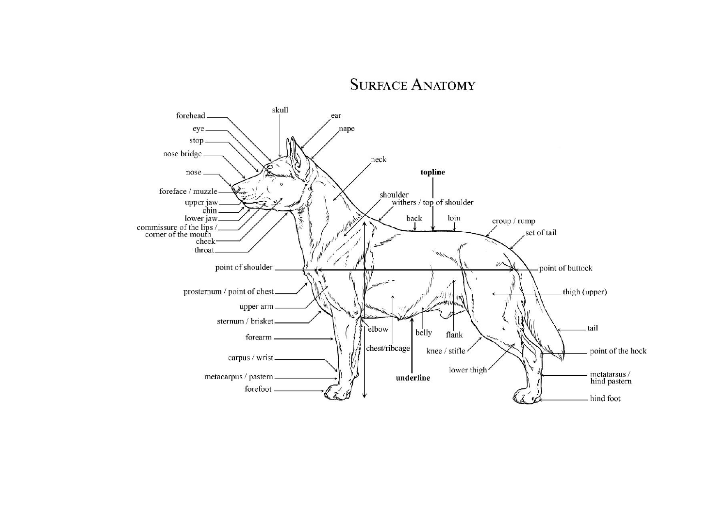# Surface Anatomy

forehead
skull
ear
nape
eye
stop
nose bridge
nose
neck
foreface / muzzle
topline
upper jaw
chin
shoulder
withers / top of shoulder
lower jaw
commissure of the lips / corner of the mouth
back
loin
croup / rump
cheek
set of tail
throat
point of shoulder
point of buttock
prosternum / point of chest
thigh (upper)
upper arm
sternum / brisket
elbow
belly
flank
tail
forearm
chest/ribcage
knee / stifle
point of the hock
carpus / wrist
lower thigh
underline
metacarpus / pastern
metatarsus / hind pastern
forefoot
hind foot